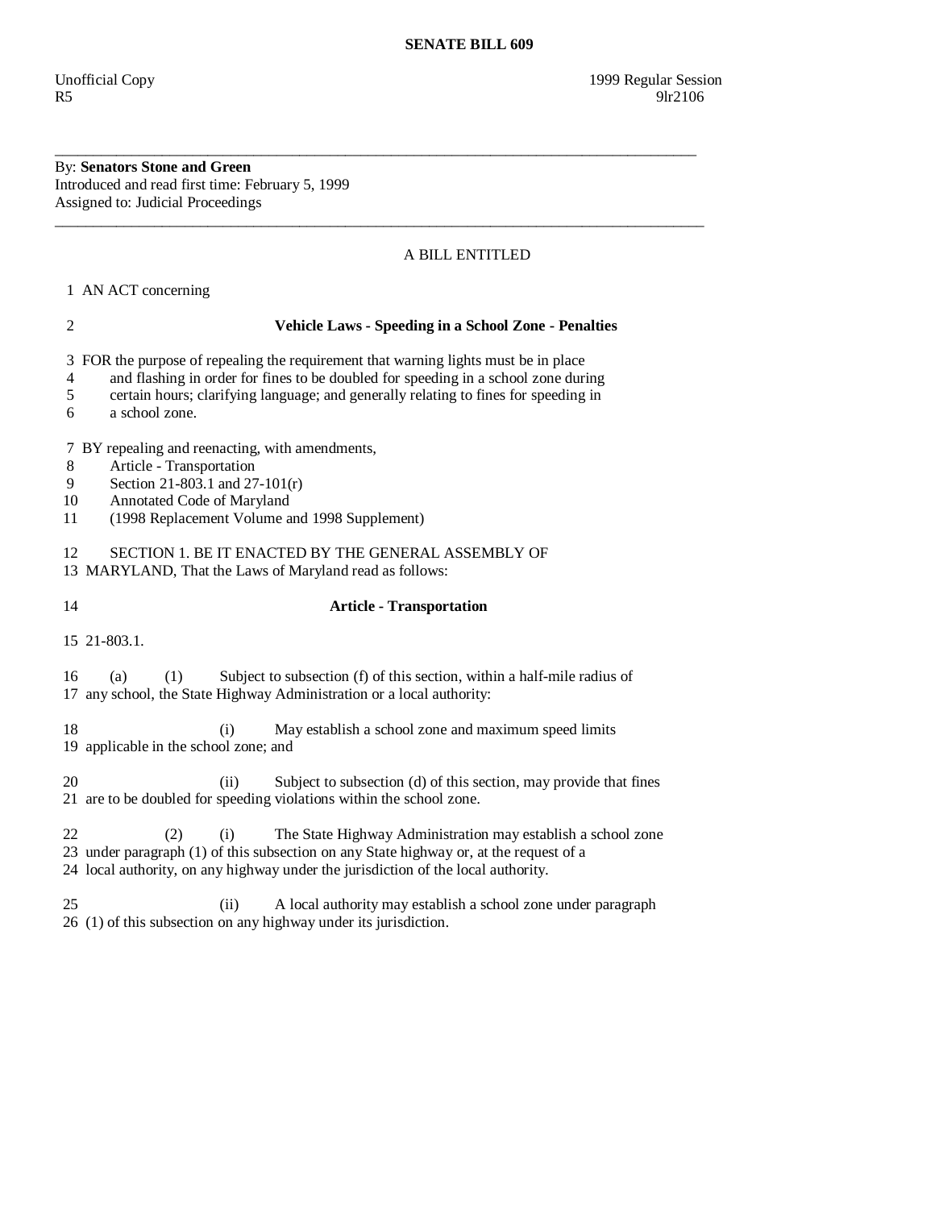**SENATE BILL 609**

Unofficial Copy 1999 Regular Session
R5 9lr2106

---

By: **Senators Stone and Green**
Introduced and read first time: February 5, 1999
Assigned to: Judicial Proceedings

---

A BILL ENTITLED

1 AN ACT concerning

2 **Vehicle Laws - Speeding in a School Zone - Penalties**

3 FOR the purpose of repealing the requirement that warning lights must be in place
4 and flashing in order for fines to be doubled for speeding in a school zone during
5 certain hours; clarifying language; and generally relating to fines for speeding in
6 a school zone.

7 BY repealing and reenacting, with amendments,
8 Article - Transportation
9 Section 21-803.1 and 27-101(r)
10 Annotated Code of Maryland
11 (1998 Replacement Volume and 1998 Supplement)

12 SECTION 1. BE IT ENACTED BY THE GENERAL ASSEMBLY OF
13 MARYLAND, That the Laws of Maryland read as follows:

14 **Article - Transportation**

15 21-803.1.

16 (a) (1) Subject to subsection (f) of this section, within a half-mile radius of
17 any school, the State Highway Administration or a local authority:

18 (i) May establish a school zone and maximum speed limits
19 applicable in the school zone; and

20 (ii) Subject to subsection (d) of this section, may provide that fines
21 are to be doubled for speeding violations within the school zone.

22 (2) (i) The State Highway Administration may establish a school zone
23 under paragraph (1) of this subsection on any State highway or, at the request of a
24 local authority, on any highway under the jurisdiction of the local authority.

25 (ii) A local authority may establish a school zone under paragraph
26 (1) of this subsection on any highway under its jurisdiction.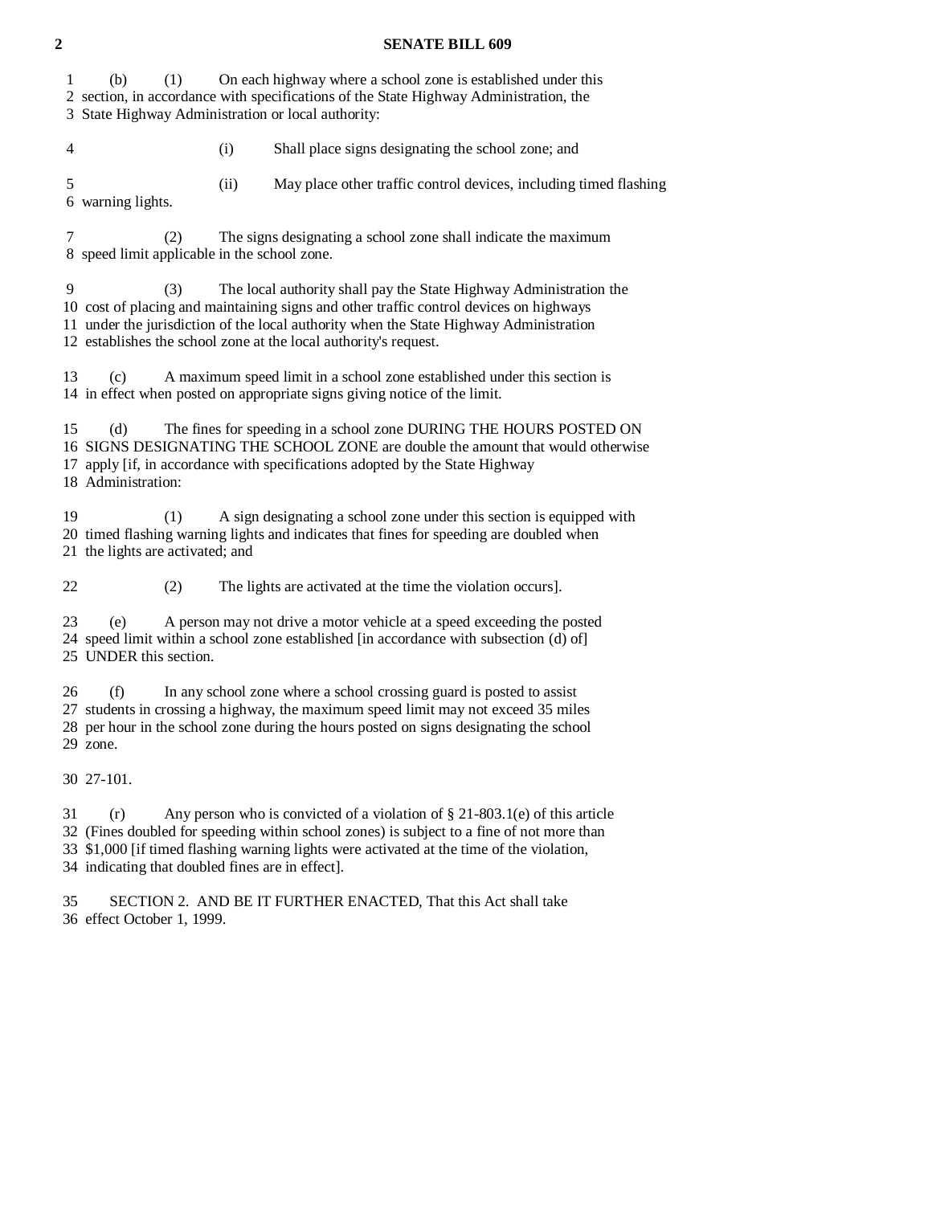(b) (1) On each highway where a school zone is established under this section, in accordance with specifications of the State Highway Administration, the State Highway Administration or local authority:

(i) Shall place signs designating the school zone; and

(ii) May place other traffic control devices, including timed flashing warning lights.

(2) The signs designating a school zone shall indicate the maximum speed limit applicable in the school zone.

(3) The local authority shall pay the State Highway Administration the cost of placing and maintaining signs and other traffic control devices on highways under the jurisdiction of the local authority when the State Highway Administration establishes the school zone at the local authority's request.

(c) A maximum speed limit in a school zone established under this section is in effect when posted on appropriate signs giving notice of the limit.

(d) The fines for speeding in a school zone DURING THE HOURS POSTED ON SIGNS DESIGNATING THE SCHOOL ZONE are double the amount that would otherwise apply [if, in accordance with specifications adopted by the State Highway Administration:

(1) A sign designating a school zone under this section is equipped with timed flashing warning lights and indicates that fines for speeding are doubled when the lights are activated; and

(2) The lights are activated at the time the violation occurs].

(e) A person may not drive a motor vehicle at a speed exceeding the posted speed limit within a school zone established [in accordance with subsection (d) of] UNDER this section.

(f) In any school zone where a school crossing guard is posted to assist students in crossing a highway, the maximum speed limit may not exceed 35 miles per hour in the school zone during the hours posted on signs designating the school zone.

27-101.

(r) Any person who is convicted of a violation of § 21-803.1(e) of this article (Fines doubled for speeding within school zones) is subject to a fine of not more than $1,000 [if timed flashing warning lights were activated at the time of the violation, indicating that doubled fines are in effect].

SECTION 2. AND BE IT FURTHER ENACTED, That this Act shall take effect October 1, 1999.